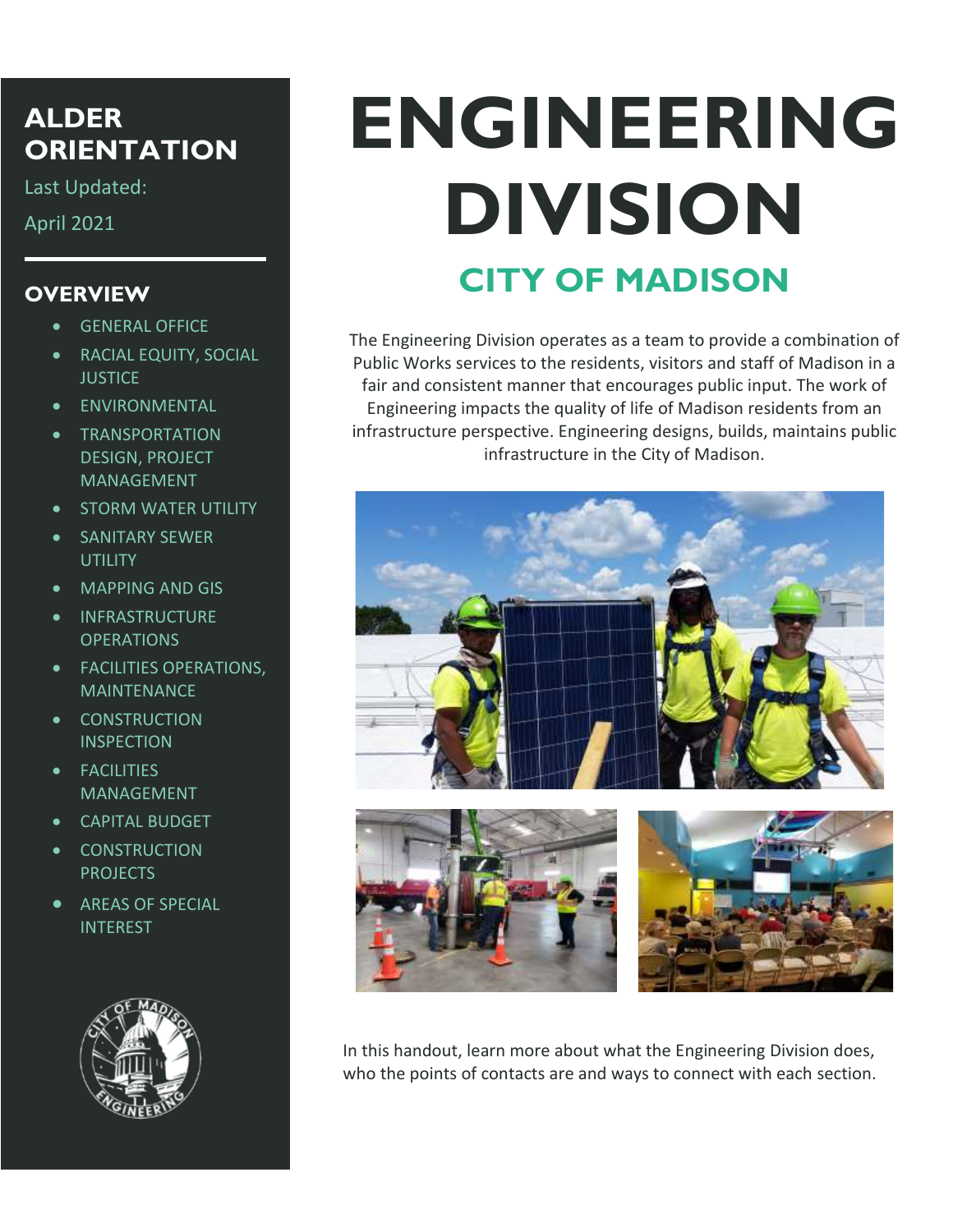# ENGINEERING DIVISION

## CITY OF MADISON

**ALDER ORIENTATION**

Last Updated:

April 2021

### OVERVIEW

- GENERAL OFFICE
- RACIAL EQUITY, SOCIAL JUSTICE
- ENVIRONMENTAL
- TRANSPORTATION DESIGN, PROJECT MANAGEMENT
- STORM WATER UTILITY
- SANITARY SEWER UTILITY
- MAPPING AND GIS
- INFRASTRUCTURE OPERATIONS
- FACILITIES OPERATIONS, MAINTENANCE
- CONSTRUCTION INSPECTION
- FACILITIES MANAGEMENT
- CAPITAL BUDGET
- CONSTRUCTION PROJECTS
- AREAS OF SPECIAL INTEREST

The Engineering Division operates as a team to provide a combination of Public Works services to the residents, visitors and staff of Madison in a fair and consistent manner that encourages public input. The work of Engineering impacts the quality of life of Madison residents from an infrastructure perspective. Engineering designs, builds, maintains public infrastructure in the City of Madison.

In this handout, learn more about what the Engineering Division does, who the points of contacts are and ways to connect with each section.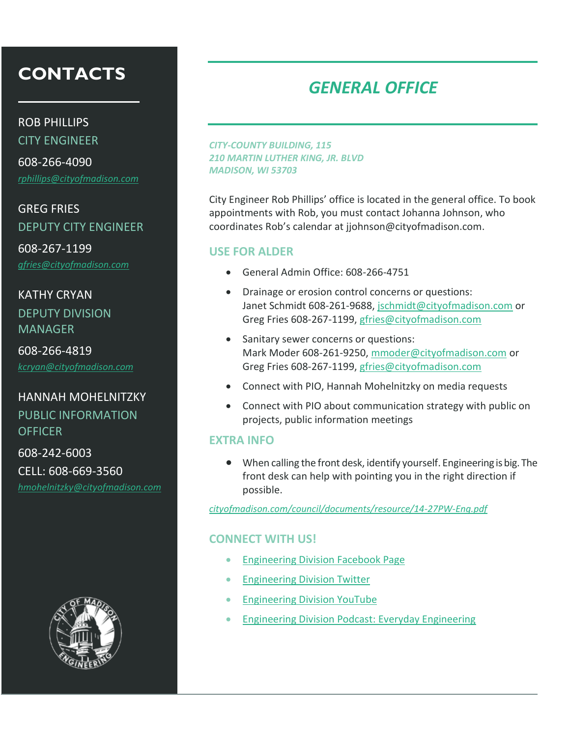## CONTACTS

ROB PHILLIPS
CITY ENGINEER

608-266-4090

*rphillips@cityofmadison.com*

GREG FRIES
DEPUTY CITY ENGINEER

608-267-1199

*gfries@cityofmadison.com*

KATHY CRYAN
DEPUTY DIVISION MANAGER

608-266-4819

*kcryan@cityofmadison.com*

HANNAH MOHELNITZKY
PUBLIC INFORMATION OFFICER

608-242-6003
CELL: 608-669-3560

*hmohelnitzky@cityofmadison.com*

# *GENERAL OFFICE*

*CITY-COUNTY BUILDING, 115*
*210 MARTIN LUTHER KING, JR. BLVD*
*MADISON, WI 53703*

City Engineer Rob Phillips' office is located in the general office. To book appointments with Rob, you must contact Johanna Johnson, who coordinates Rob's calendar at jjohnson@cityofmadison.com.

### USE FOR ALDER

- General Admin Office: 608-266-4751
- Drainage or erosion control concerns or questions:
  Janet Schmidt 608-261-9688, jschmidt@cityofmadison.com or
  Greg Fries 608-267-1199, gfries@cityofmadison.com
- Sanitary sewer concerns or questions:
  Mark Moder 608-261-9250, mmoder@cityofmadison.com or
  Greg Fries 608-267-1199, gfries@cityofmadison.com
- Connect with PIO, Hannah Mohelnitzky on media requests
- Connect with PIO about communication strategy with public on projects, public information meetings

### EXTRA INFO

- When calling the front desk, identify yourself. Engineering is big. The front desk can help with pointing you in the right direction if possible.

*cityofmadison.com/council/documents/resource/14-27PW-Eng.pdf*

### CONNECT WITH US!

- Engineering Division Facebook Page
- Engineering Division Twitter
- Engineering Division YouTube
- Engineering Division Podcast: Everyday Engineering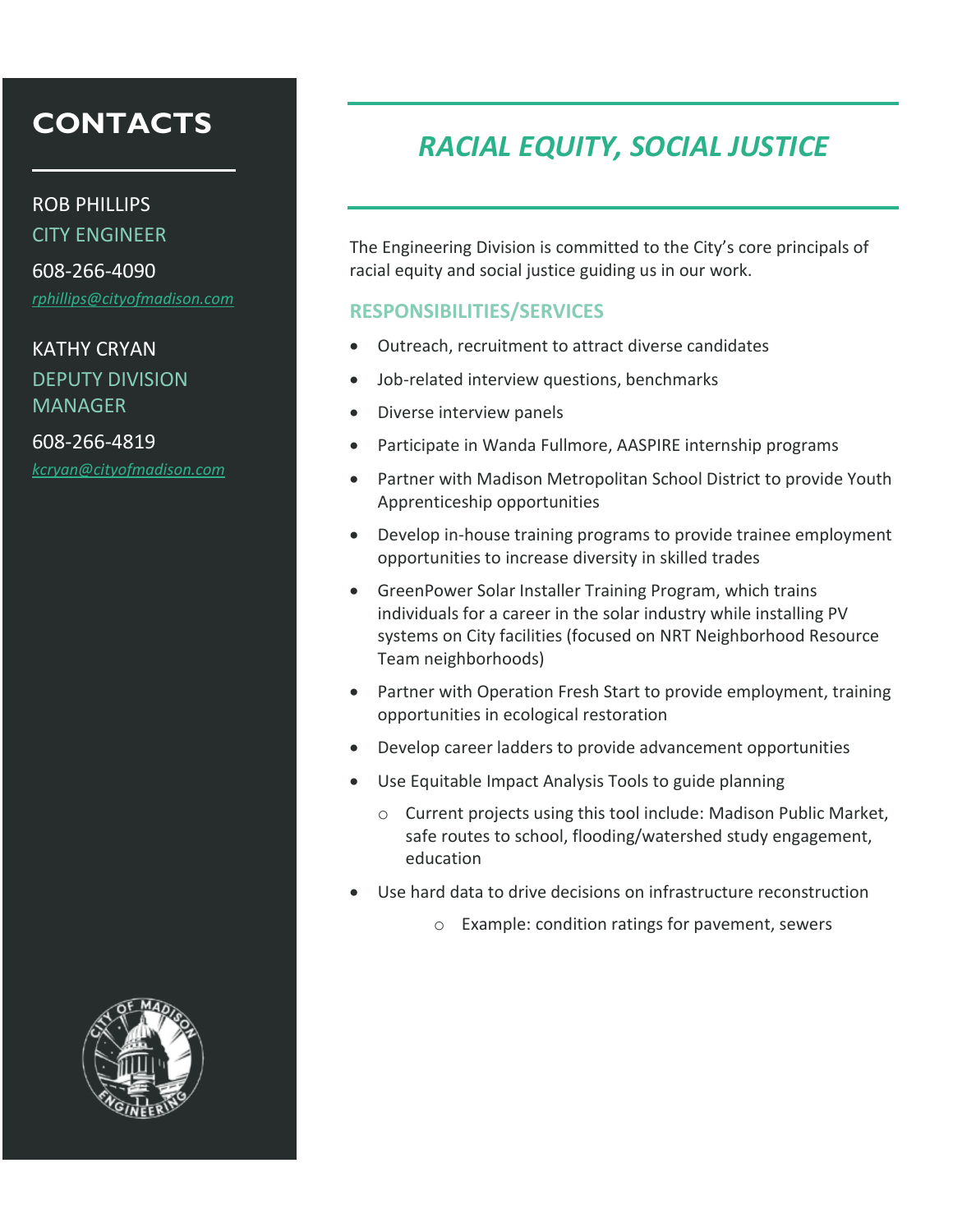## CONTACTS

ROB PHILLIPS
CITY ENGINEER
608-266-4090
*rphillips@cityofmadison.com*

KATHY CRYAN
DEPUTY DIVISION MANAGER
608-266-4819
*kcryan@cityofmadison.com*

# *RACIAL EQUITY, SOCIAL JUSTICE*

The Engineering Division is committed to the City's core principals of racial equity and social justice guiding us in our work.

### RESPONSIBILITIES/SERVICES

- Outreach, recruitment to attract diverse candidates
- Job-related interview questions, benchmarks
- Diverse interview panels
- Participate in Wanda Fullmore, AASPIRE internship programs
- Partner with Madison Metropolitan School District to provide Youth Apprenticeship opportunities
- Develop in-house training programs to provide trainee employment opportunities to increase diversity in skilled trades
- GreenPower Solar Installer Training Program, which trains individuals for a career in the solar industry while installing PV systems on City facilities (focused on NRT Neighborhood Resource Team neighborhoods)
- Partner with Operation Fresh Start to provide employment, training opportunities in ecological restoration
- Develop career ladders to provide advancement opportunities
- Use Equitable Impact Analysis Tools to guide planning
  - Current projects using this tool include: Madison Public Market, safe routes to school, flooding/watershed study engagement, education
- Use hard data to drive decisions on infrastructure reconstruction
  - Example: condition ratings for pavement, sewers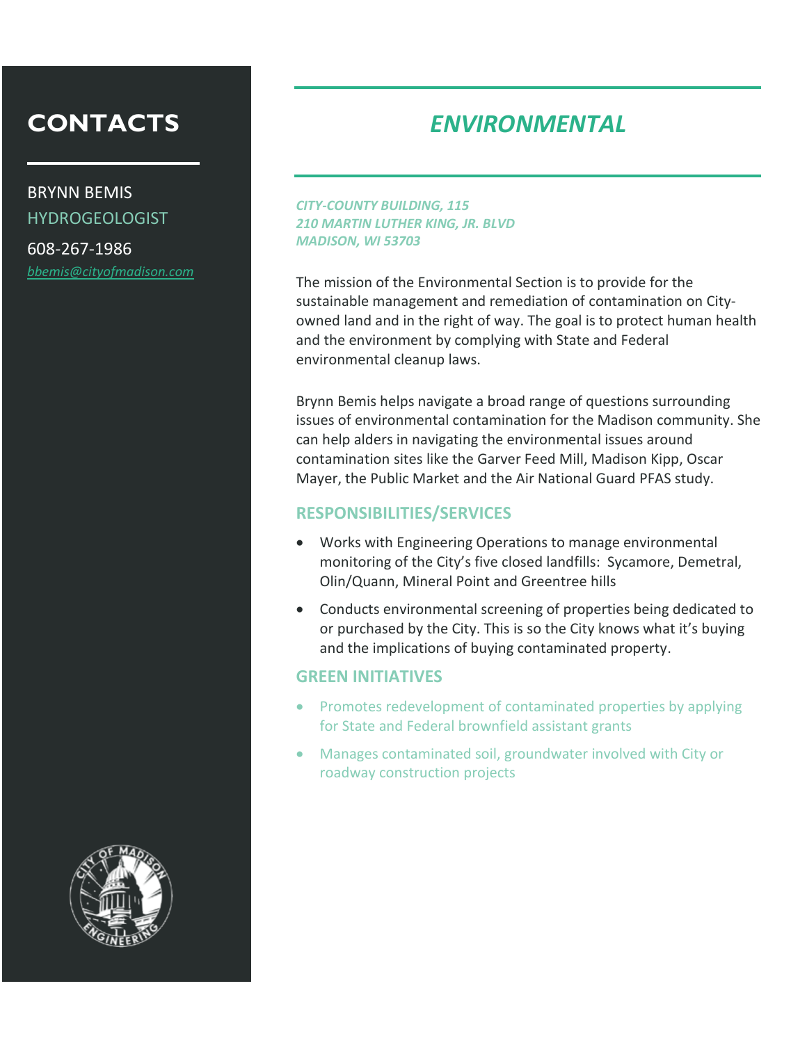# CONTACTS

BRYNN BEMIS
HYDROGEOLOGIST

608-267-1986

bbemis@cityofmadison.com

# *ENVIRONMENTAL*

***CITY-COUNTY BUILDING, 115***
***210 MARTIN LUTHER KING, JR. BLVD***
***MADISON, WI 53703***

The mission of the Environmental Section is to provide for the sustainable management and remediation of contamination on City-owned land and in the right of way. The goal is to protect human health and the environment by complying with State and Federal environmental cleanup laws.

Brynn Bemis helps navigate a broad range of questions surrounding issues of environmental contamination for the Madison community. She can help alders in navigating the environmental issues around contamination sites like the Garver Feed Mill, Madison Kipp, Oscar Mayer, the Public Market and the Air National Guard PFAS study.

## RESPONSIBILITIES/SERVICES

- Works with Engineering Operations to manage environmental monitoring of the City's five closed landfills: Sycamore, Demetral, Olin/Quann, Mineral Point and Greentree hills
- Conducts environmental screening of properties being dedicated to or purchased by the City. This is so the City knows what it's buying and the implications of buying contaminated property.

## GREEN INITIATIVES

- Promotes redevelopment of contaminated properties by applying for State and Federal brownfield assistant grants
- Manages contaminated soil, groundwater involved with City or roadway construction projects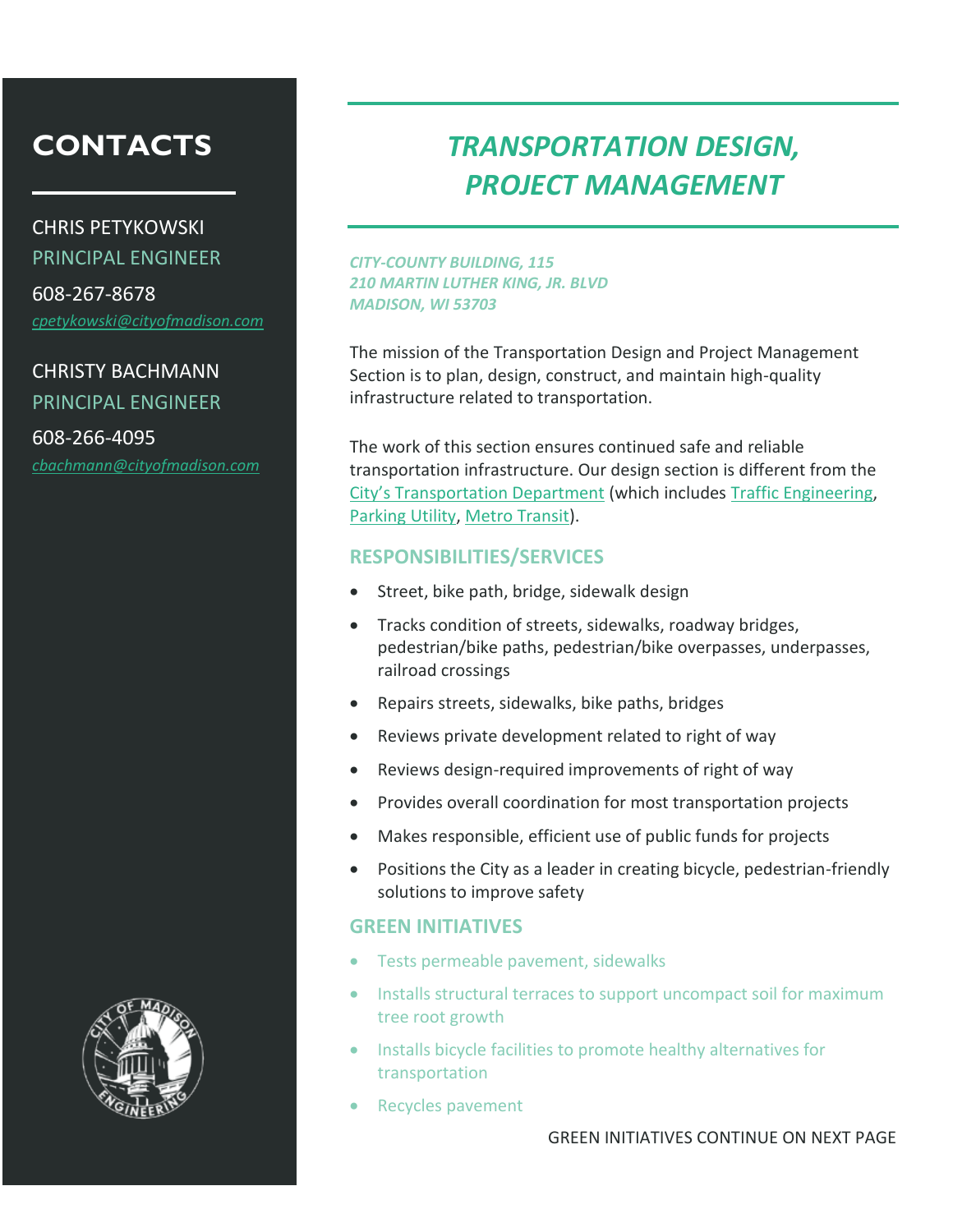# CONTACTS

CHRIS PETYKOWSKI
PRINCIPAL ENGINEER

608-267-8678

[cpetykowski@cityofmadison.com](mailto:cpetykowski@cityofmadison.com)

CHRISTY BACHMANN
PRINCIPAL ENGINEER

608-266-4095

[cbachmann@cityofmadison.com](mailto:cbachmann@cityofmadison.com)

# *TRANSPORTATION DESIGN, PROJECT MANAGEMENT*

*CITY-COUNTY BUILDING, 115*
*210 MARTIN LUTHER KING, JR. BLVD*
*MADISON, WI 53703*

The mission of the Transportation Design and Project Management Section is to plan, design, construct, and maintain high-quality infrastructure related to transportation.

The work of this section ensures continued safe and reliable transportation infrastructure. Our design section is different from the City's Transportation Department (which includes Traffic Engineering, Parking Utility, Metro Transit).

## RESPONSIBILITIES/SERVICES

- Street, bike path, bridge, sidewalk design
- Tracks condition of streets, sidewalks, roadway bridges, pedestrian/bike paths, pedestrian/bike overpasses, underpasses, railroad crossings
- Repairs streets, sidewalks, bike paths, bridges
- Reviews private development related to right of way
- Reviews design-required improvements of right of way
- Provides overall coordination for most transportation projects
- Makes responsible, efficient use of public funds for projects
- Positions the City as a leader in creating bicycle, pedestrian-friendly solutions to improve safety

## GREEN INITIATIVES

- Tests permeable pavement, sidewalks
- Installs structural terraces to support uncompact soil for maximum tree root growth
- Installs bicycle facilities to promote healthy alternatives for transportation
- Recycles pavement

GREEN INITIATIVES CONTINUE ON NEXT PAGE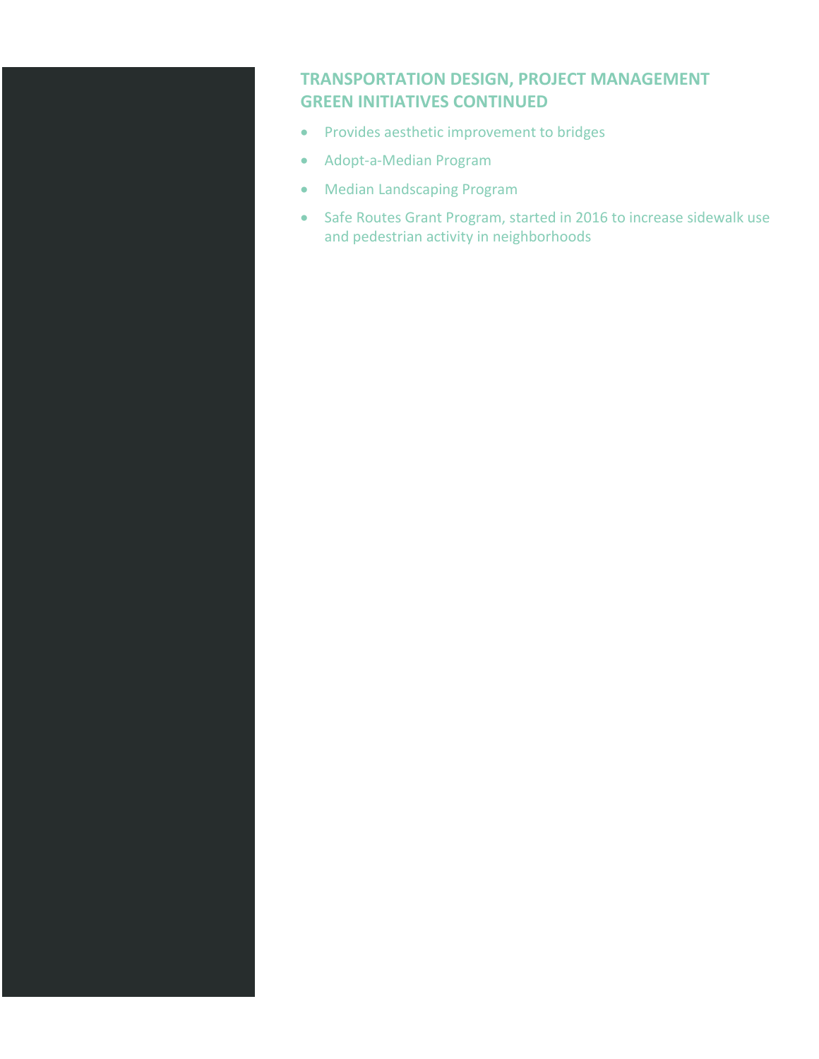## TRANSPORTATION DESIGN, PROJECT MANAGEMENT GREEN INITIATIVES CONTINUED

- Provides aesthetic improvement to bridges
- Adopt-a-Median Program
- Median Landscaping Program
- Safe Routes Grant Program, started in 2016 to increase sidewalk use and pedestrian activity in neighborhoods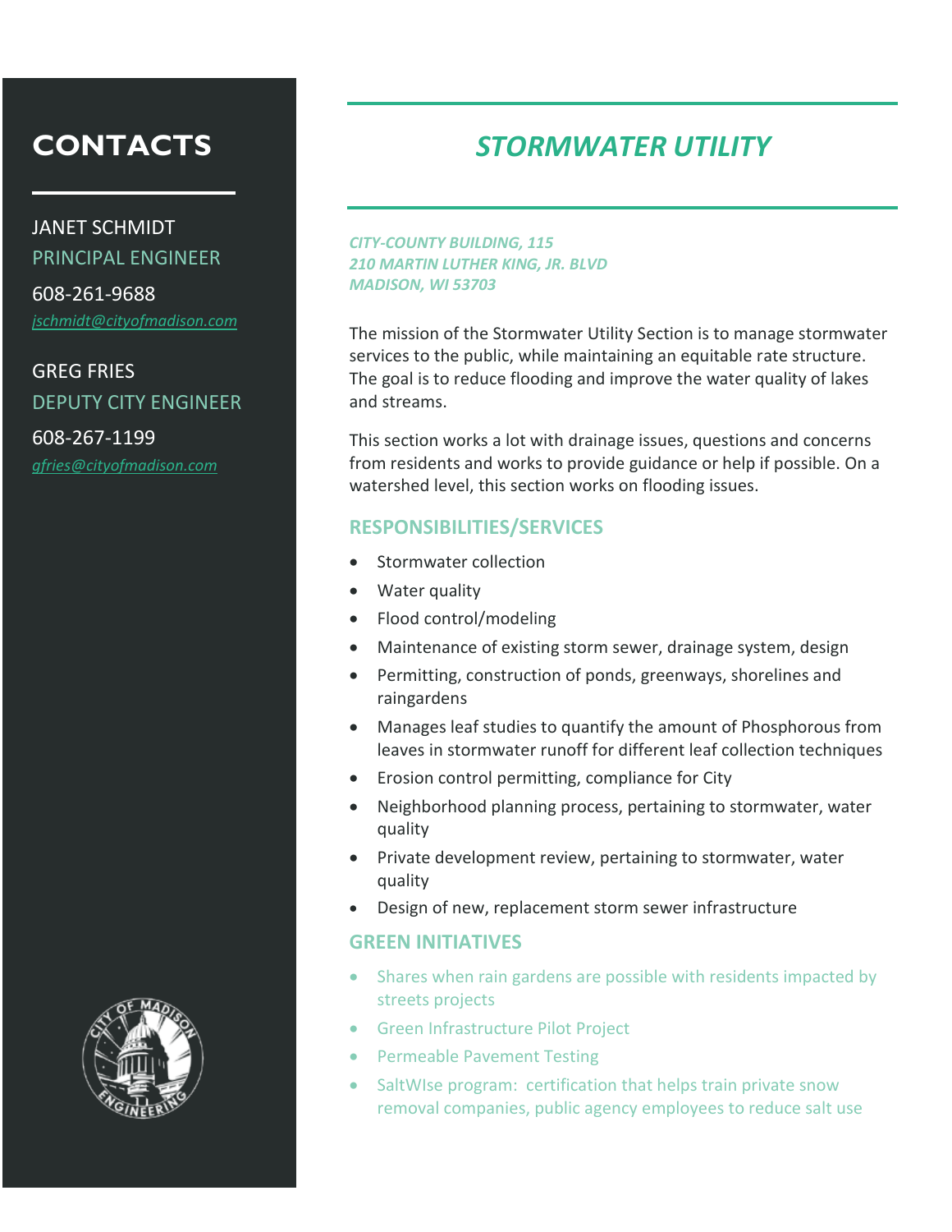## CONTACTS

JANET SCHMIDT
PRINCIPAL ENGINEER

608-261-9688

*jschmidt@cityofmadison.com*

GREG FRIES
DEPUTY CITY ENGINEER

608-267-1199

*gfries@cityofmadison.com*

# *STORMWATER UTILITY*

***CITY-COUNTY BUILDING, 115***
***210 MARTIN LUTHER KING, JR. BLVD***
***MADISON, WI 53703***

The mission of the Stormwater Utility Section is to manage stormwater services to the public, while maintaining an equitable rate structure. The goal is to reduce flooding and improve the water quality of lakes and streams.

This section works a lot with drainage issues, questions and concerns from residents and works to provide guidance or help if possible. On a watershed level, this section works on flooding issues.

### RESPONSIBILITIES/SERVICES

- Stormwater collection
- Water quality
- Flood control/modeling
- Maintenance of existing storm sewer, drainage system, design
- Permitting, construction of ponds, greenways, shorelines and raingardens
- Manages leaf studies to quantify the amount of Phosphorous from leaves in stormwater runoff for different leaf collection techniques
- Erosion control permitting, compliance for City
- Neighborhood planning process, pertaining to stormwater, water quality
- Private development review, pertaining to stormwater, water quality
- Design of new, replacement storm sewer infrastructure

### GREEN INITIATIVES

- Shares when rain gardens are possible with residents impacted by streets projects
- Green Infrastructure Pilot Project
- Permeable Pavement Testing
- SaltWIse program: certification that helps train private snow removal companies, public agency employees to reduce salt use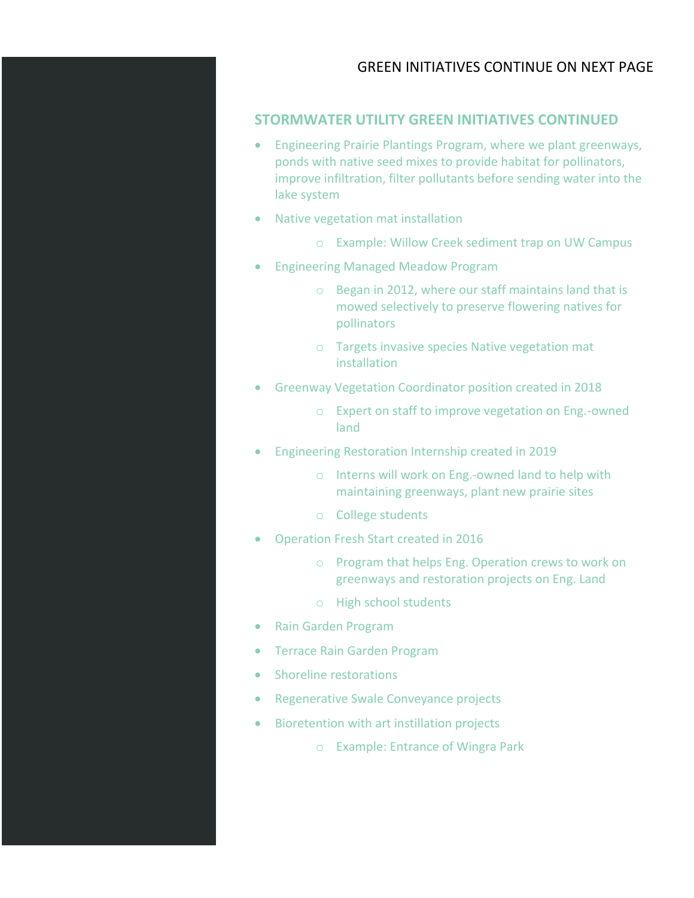GREEN INITIATIVES CONTINUE ON NEXT PAGE

## STORMWATER UTILITY GREEN INITIATIVES CONTINUED

- Engineering Prairie Plantings Program, where we plant greenways, ponds with native seed mixes to provide habitat for pollinators, improve infiltration, filter pollutants before sending water into the lake system
- Native vegetation mat installation
  - Example: Willow Creek sediment trap on UW Campus
- Engineering Managed Meadow Program
  - Began in 2012, where our staff maintains land that is mowed selectively to preserve flowering natives for pollinators
  - Targets invasive species Native vegetation mat installation
- Greenway Vegetation Coordinator position created in 2018
  - Expert on staff to improve vegetation on Eng.-owned land
- Engineering Restoration Internship created in 2019
  - Interns will work on Eng.-owned land to help with maintaining greenways, plant new prairie sites
  - College students
- Operation Fresh Start created in 2016
  - Program that helps Eng. Operation crews to work on greenways and restoration projects on Eng. Land
  - High school students
- Rain Garden Program
- Terrace Rain Garden Program
- Shoreline restorations
- Regenerative Swale Conveyance projects
- Bioretention with art instillation projects
  - Example: Entrance of Wingra Park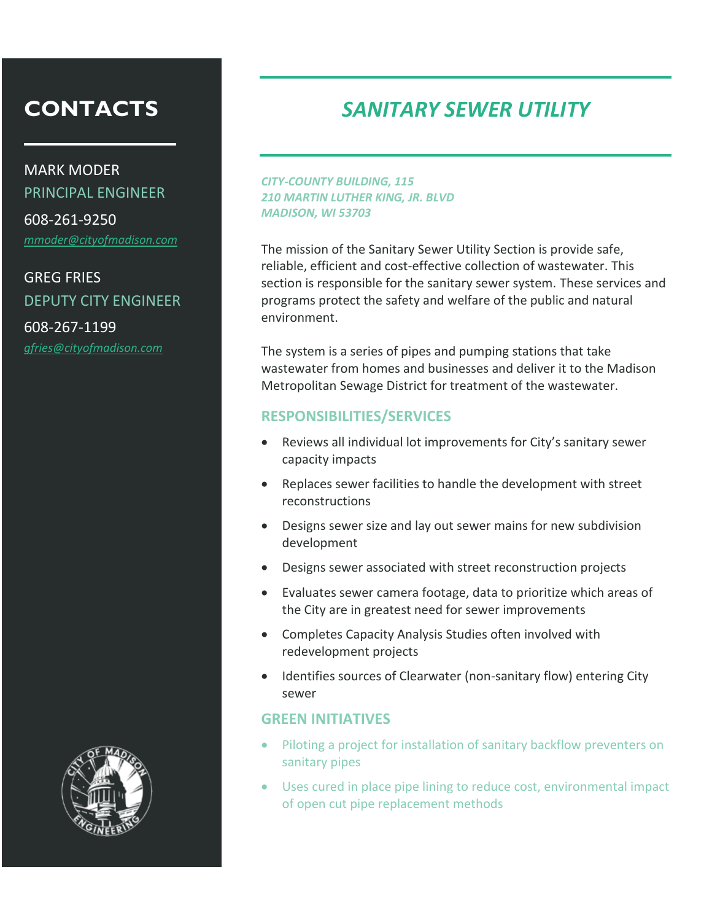# SANITARY SEWER UTILITY

*CITY-COUNTY BUILDING, 115*
*210 MARTIN LUTHER KING, JR. BLVD*
*MADISON, WI 53703*

The mission of the Sanitary Sewer Utility Section is provide safe, reliable, efficient and cost-effective collection of wastewater. This section is responsible for the sanitary sewer system. These services and programs protect the safety and welfare of the public and natural environment.

The system is a series of pipes and pumping stations that take wastewater from homes and businesses and deliver it to the Madison Metropolitan Sewage District for treatment of the wastewater.

## RESPONSIBILITIES/SERVICES

- Reviews all individual lot improvements for City's sanitary sewer capacity impacts
- Replaces sewer facilities to handle the development with street reconstructions
- Designs sewer size and lay out sewer mains for new subdivision development
- Designs sewer associated with street reconstruction projects
- Evaluates sewer camera footage, data to prioritize which areas of the City are in greatest need for sewer improvements
- Completes Capacity Analysis Studies often involved with redevelopment projects
- Identifies sources of Clearwater (non-sanitary flow) entering City sewer

## GREEN INITIATIVES

- Piloting a project for installation of sanitary backflow preventers on sanitary pipes
- Uses cured in place pipe lining to reduce cost, environmental impact of open cut pipe replacement methods

## CONTACTS

MARK MODER
PRINCIPAL ENGINEER
608-261-9250
mmoder@cityofmadison.com

GREG FRIES
DEPUTY CITY ENGINEER
608-267-1199
gfries@cityofmadison.com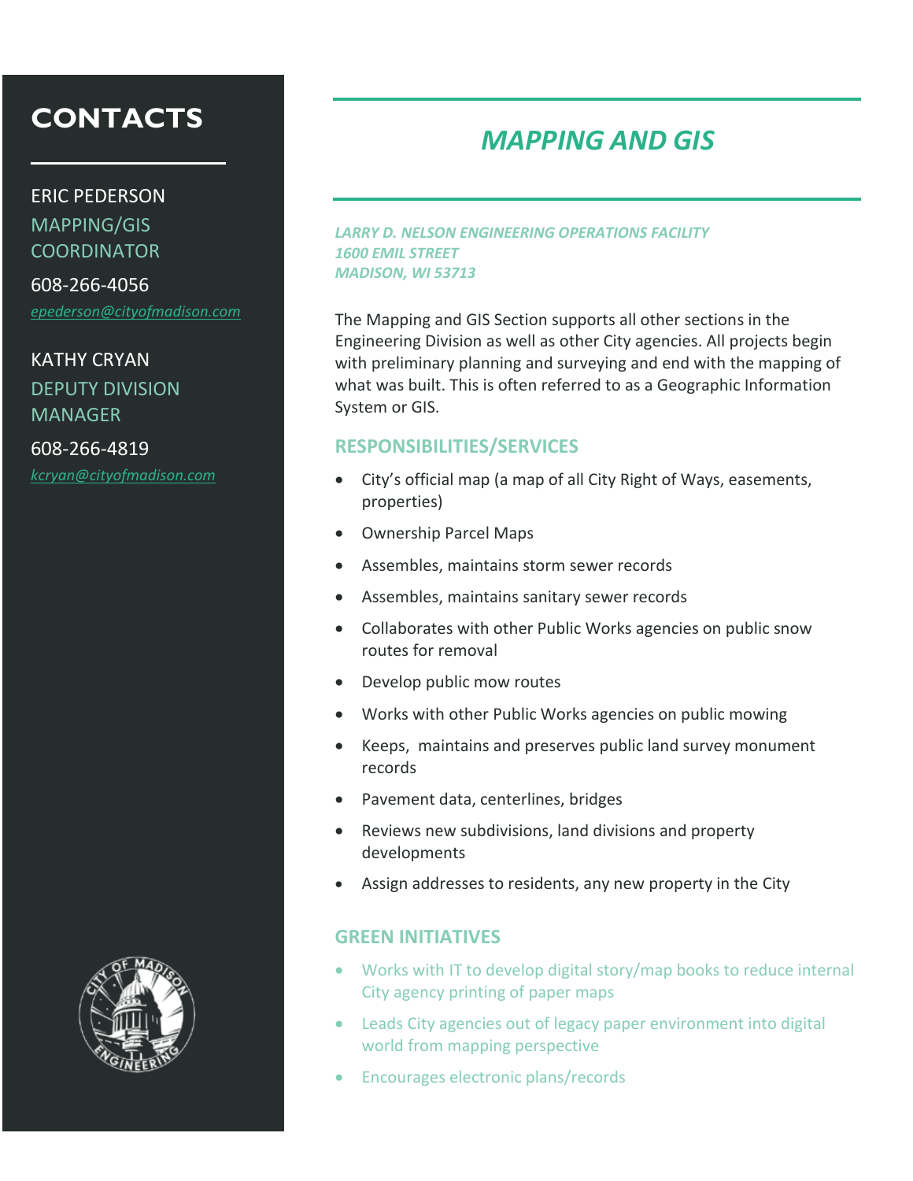## CONTACTS

ERIC PEDERSON
MAPPING/GIS COORDINATOR
608-266-4056
epederson@cityofmadison.com

KATHY CRYAN
DEPUTY DIVISION MANAGER
608-266-4819
kcryan@cityofmadison.com

# *MAPPING AND GIS*

*LARRY D. NELSON ENGINEERING OPERATIONS FACILITY*
*1600 EMIL STREET*
*MADISON, WI 53713*

The Mapping and GIS Section supports all other sections in the Engineering Division as well as other City agencies. All projects begin with preliminary planning and surveying and end with the mapping of what was built. This is often referred to as a Geographic Information System or GIS.

### RESPONSIBILITIES/SERVICES

- City's official map (a map of all City Right of Ways, easements, properties)
- Ownership Parcel Maps
- Assembles, maintains storm sewer records
- Assembles, maintains sanitary sewer records
- Collaborates with other Public Works agencies on public snow routes for removal
- Develop public mow routes
- Works with other Public Works agencies on public mowing
- Keeps, maintains and preserves public land survey monument records
- Pavement data, centerlines, bridges
- Reviews new subdivisions, land divisions and property developments
- Assign addresses to residents, any new property in the City

### GREEN INITIATIVES

- Works with IT to develop digital story/map books to reduce internal City agency printing of paper maps
- Leads City agencies out of legacy paper environment into digital world from mapping perspective
- Encourages electronic plans/records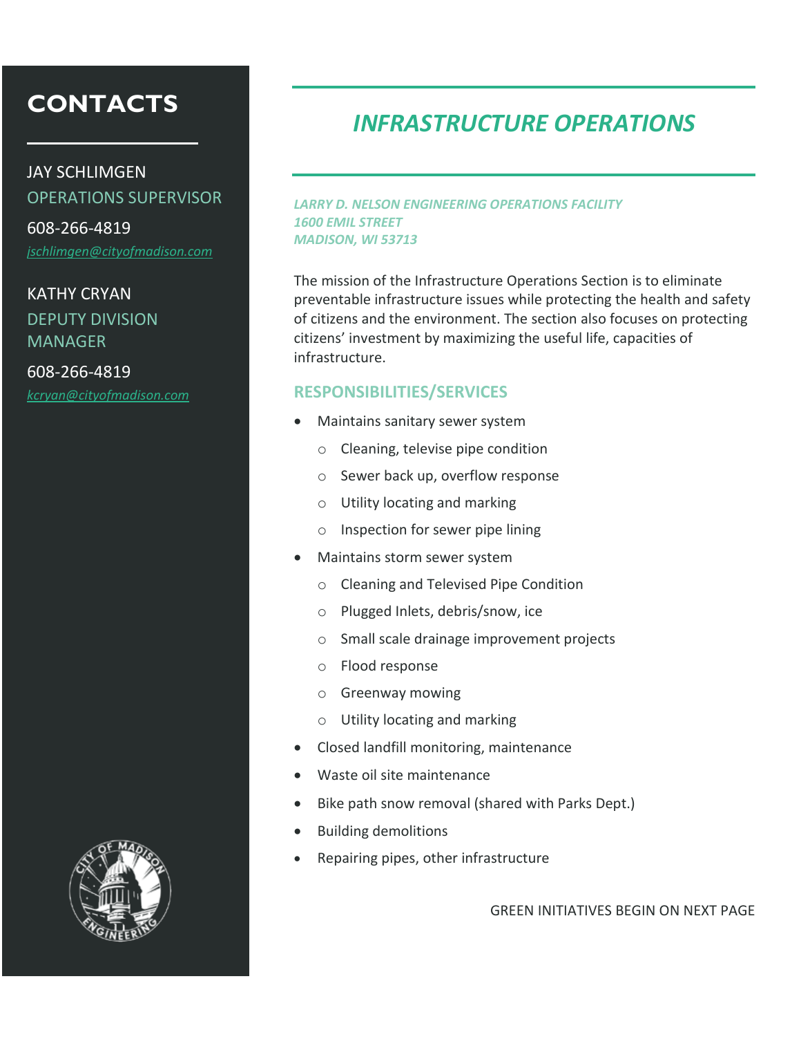# INFRASTRUCTURE OPERATIONS

*LARRY D. NELSON ENGINEERING OPERATIONS FACILITY*
*1600 EMIL STREET*
*MADISON, WI 53713*

The mission of the Infrastructure Operations Section is to eliminate preventable infrastructure issues while protecting the health and safety of citizens and the environment. The section also focuses on protecting citizens' investment by maximizing the useful life, capacities of infrastructure.

## RESPONSIBILITIES/SERVICES

- Maintains sanitary sewer system
  - Cleaning, televise pipe condition
  - Sewer back up, overflow response
  - Utility locating and marking
  - Inspection for sewer pipe lining
- Maintains storm sewer system
  - Cleaning and Televised Pipe Condition
  - Plugged Inlets, debris/snow, ice
  - Small scale drainage improvement projects
  - Flood response
  - Greenway mowing
  - Utility locating and marking
- Closed landfill monitoring, maintenance
- Waste oil site maintenance
- Bike path snow removal (shared with Parks Dept.)
- Building demolitions
- Repairing pipes, other infrastructure

GREEN INITIATIVES BEGIN ON NEXT PAGE

## CONTACTS

JAY SCHLIMGEN
OPERATIONS SUPERVISOR
608-266-4819
*jschlimgen@cityofmadison.com*

KATHY CRYAN
DEPUTY DIVISION MANAGER
608-266-4819
*kcryan@cityofmadison.com*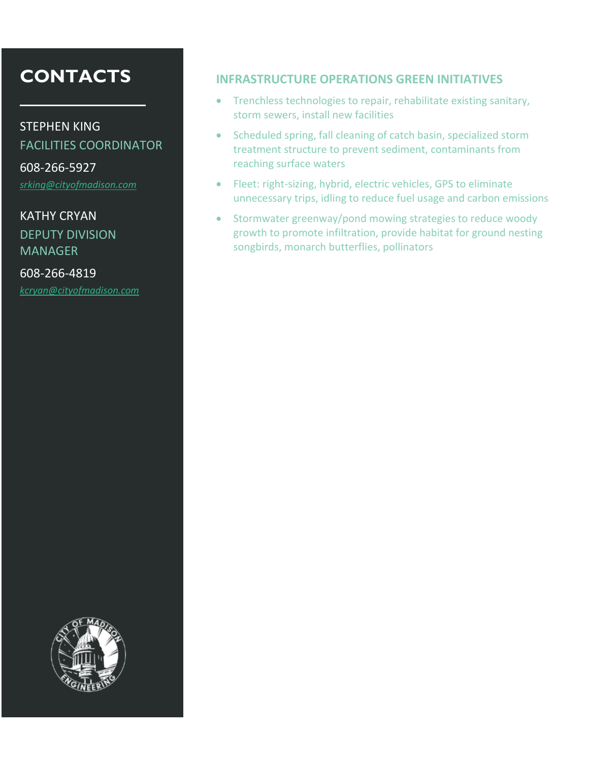# CONTACTS

STEPHEN KING
FACILITIES COORDINATOR

608-266-5927

*srking@cityofmadison.com*

KATHY CRYAN
DEPUTY DIVISION MANAGER

608-266-4819

*kcryan@cityofmadison.com*

## INFRASTRUCTURE OPERATIONS GREEN INITIATIVES

- Trenchless technologies to repair, rehabilitate existing sanitary, storm sewers, install new facilities
- Scheduled spring, fall cleaning of catch basin, specialized storm treatment structure to prevent sediment, contaminants from reaching surface waters
- Fleet: right-sizing, hybrid, electric vehicles, GPS to eliminate unnecessary trips, idling to reduce fuel usage and carbon emissions
- Stormwater greenway/pond mowing strategies to reduce woody growth to promote infiltration, provide habitat for ground nesting songbirds, monarch butterflies, pollinators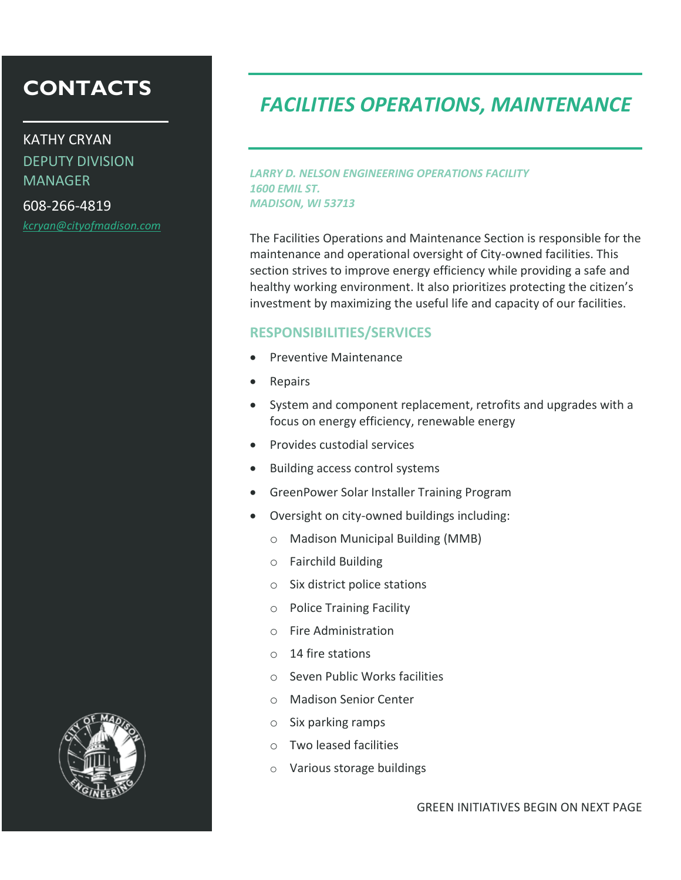## CONTACTS

KATHY CRYAN
DEPUTY DIVISION MANAGER
608-266-4819
*kcryan@cityofmadison.com*

# *FACILITIES OPERATIONS, MAINTENANCE*

***LARRY D. NELSON ENGINEERING OPERATIONS FACILITY***
***1600 EMIL ST.***
***MADISON, WI 53713***

The Facilities Operations and Maintenance Section is responsible for the maintenance and operational oversight of City-owned facilities. This section strives to improve energy efficiency while providing a safe and healthy working environment. It also prioritizes protecting the citizen's investment by maximizing the useful life and capacity of our facilities.

### RESPONSIBILITIES/SERVICES

- Preventive Maintenance
- Repairs
- System and component replacement, retrofits and upgrades with a focus on energy efficiency, renewable energy
- Provides custodial services
- Building access control systems
- GreenPower Solar Installer Training Program
- Oversight on city-owned buildings including:
  - Madison Municipal Building (MMB)
  - Fairchild Building
  - Six district police stations
  - Police Training Facility
  - Fire Administration
  - 14 fire stations
  - Seven Public Works facilities
  - Madison Senior Center
  - Six parking ramps
  - Two leased facilities
  - Various storage buildings

GREEN INITIATIVES BEGIN ON NEXT PAGE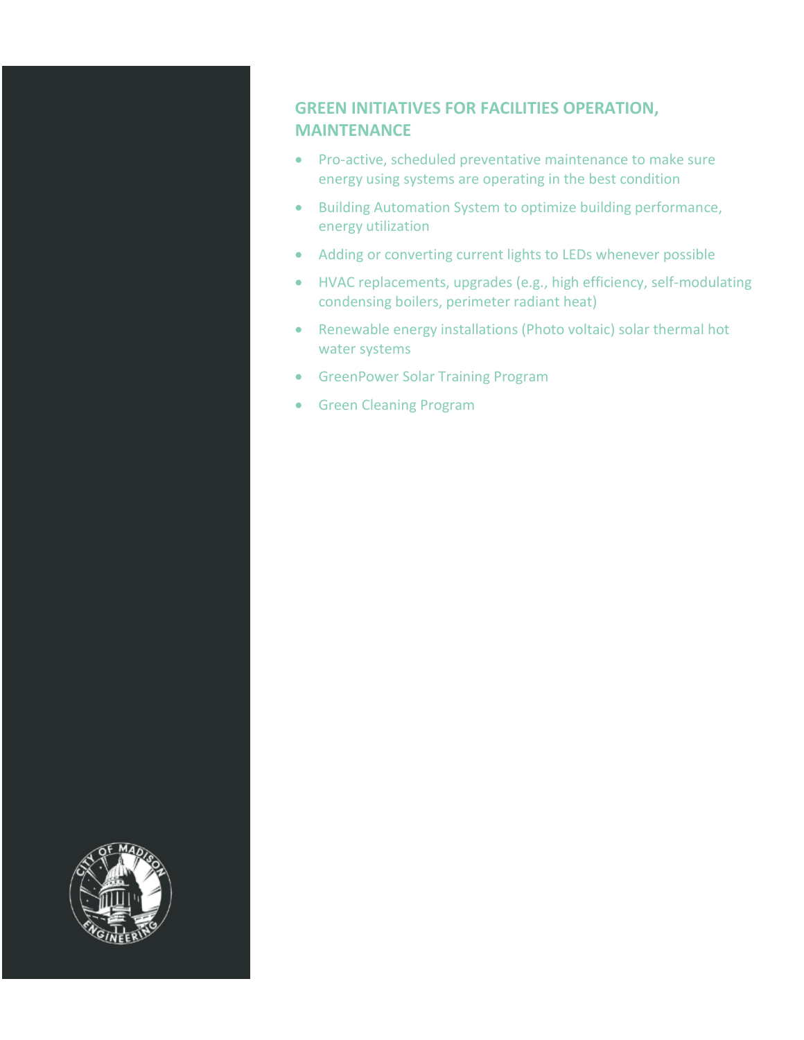## GREEN INITIATIVES FOR FACILITIES OPERATION, MAINTENANCE

- Pro-active, scheduled preventative maintenance to make sure energy using systems are operating in the best condition
- Building Automation System to optimize building performance, energy utilization
- Adding or converting current lights to LEDs whenever possible
- HVAC replacements, upgrades (e.g., high efficiency, self-modulating condensing boilers, perimeter radiant heat)
- Renewable energy installations (Photo voltaic) solar thermal hot water systems
- GreenPower Solar Training Program
- Green Cleaning Program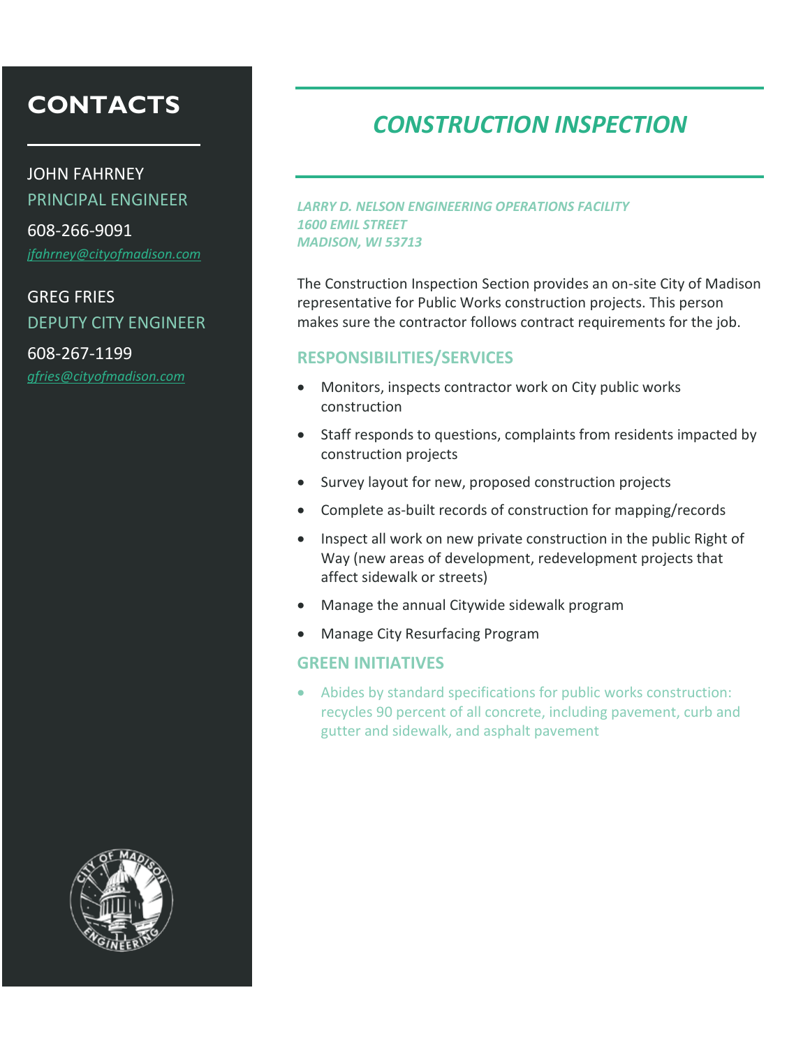## CONTACTS

JOHN FAHRNEY
PRINCIPAL ENGINEER

608-266-9091

[jfahrney@cityofmadison.com](mailto:jfahrney@cityofmadison.com)

GREG FRIES
DEPUTY CITY ENGINEER

608-267-1199

[gfries@cityofmadison.com](mailto:gfries@cityofmadison.com)

# *CONSTRUCTION INSPECTION*

*LARRY D. NELSON ENGINEERING OPERATIONS FACILITY*
*1600 EMIL STREET*
*MADISON, WI 53713*

The Construction Inspection Section provides an on-site City of Madison representative for Public Works construction projects. This person makes sure the contractor follows contract requirements for the job.

### RESPONSIBILITIES/SERVICES

- Monitors, inspects contractor work on City public works construction
- Staff responds to questions, complaints from residents impacted by construction projects
- Survey layout for new, proposed construction projects
- Complete as-built records of construction for mapping/records
- Inspect all work on new private construction in the public Right of Way (new areas of development, redevelopment projects that affect sidewalk or streets)
- Manage the annual Citywide sidewalk program
- Manage City Resurfacing Program

### GREEN INITIATIVES

- Abides by standard specifications for public works construction: recycles 90 percent of all concrete, including pavement, curb and gutter and sidewalk, and asphalt pavement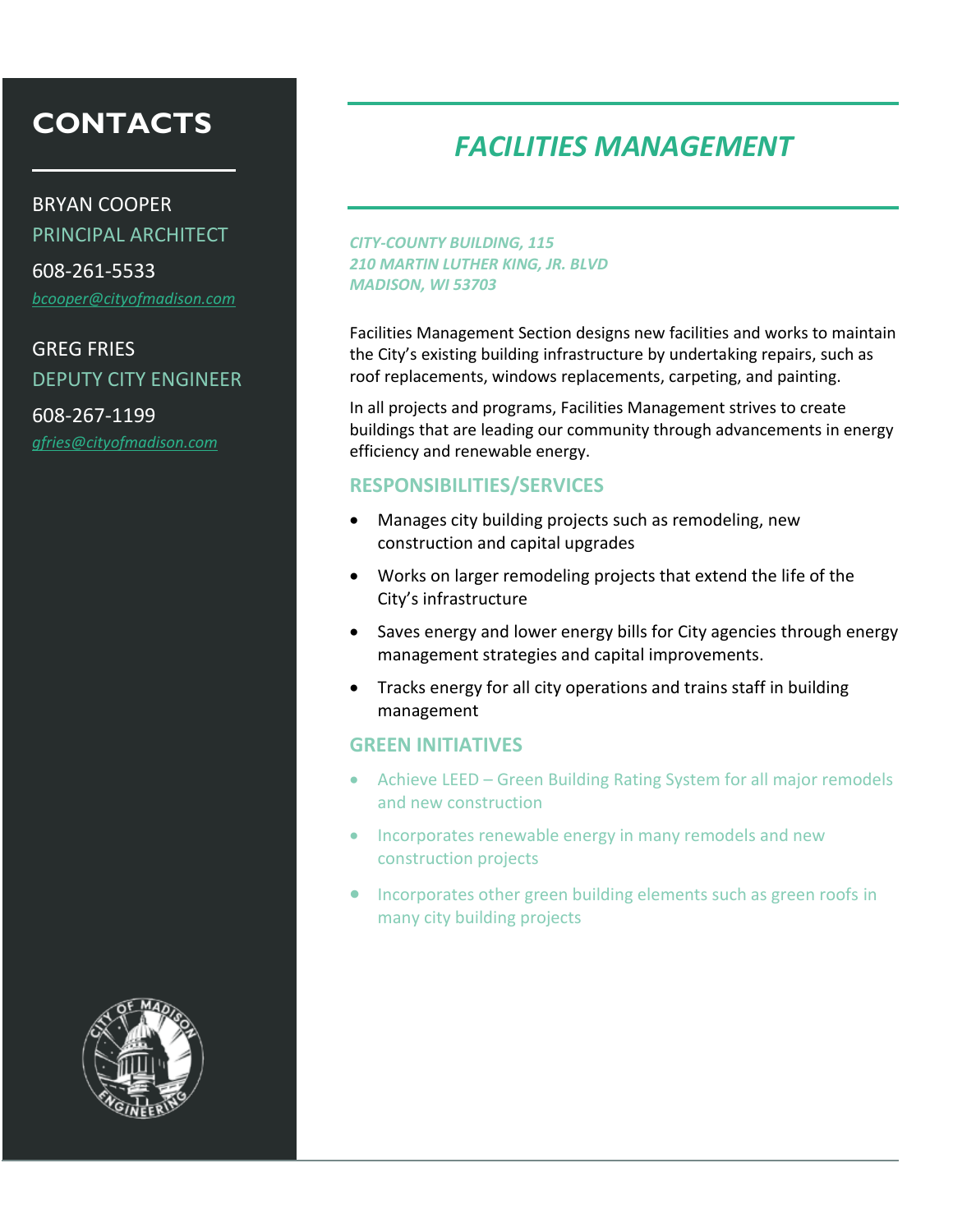## CONTACTS

BRYAN COOPER
PRINCIPAL ARCHITECT

608-261-5533

bcooper@cityofmadison.com

GREG FRIES
DEPUTY CITY ENGINEER

608-267-1199

gfries@cityofmadison.com

# *FACILITIES MANAGEMENT*

***CITY-COUNTY BUILDING, 115***
***210 MARTIN LUTHER KING, JR. BLVD***
***MADISON, WI 53703***

Facilities Management Section designs new facilities and works to maintain the City's existing building infrastructure by undertaking repairs, such as roof replacements, windows replacements, carpeting, and painting.

In all projects and programs, Facilities Management strives to create buildings that are leading our community through advancements in energy efficiency and renewable energy.

## RESPONSIBILITIES/SERVICES

- Manages city building projects such as remodeling, new construction and capital upgrades
- Works on larger remodeling projects that extend the life of the City's infrastructure
- Saves energy and lower energy bills for City agencies through energy management strategies and capital improvements.
- Tracks energy for all city operations and trains staff in building management

## GREEN INITIATIVES

- Achieve LEED – Green Building Rating System for all major remodels and new construction
- Incorporates renewable energy in many remodels and new construction projects
- Incorporates other green building elements such as green roofs in many city building projects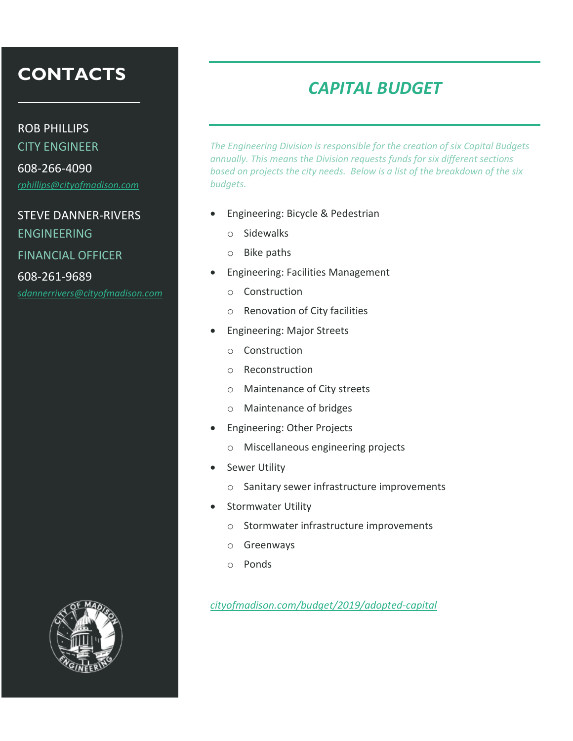## CONTACTS

ROB PHILLIPS
CITY ENGINEER
608-266-4090
rphillips@cityofmadison.com

STEVE DANNER-RIVERS
ENGINEERING
FINANCIAL OFFICER
608-261-9689
sdannerrivers@cityofmadison.com

# *CAPITAL BUDGET*

*The Engineering Division is responsible for the creation of six Capital Budgets annually. This means the Division requests funds for six different sections based on projects the city needs. Below is a list of the breakdown of the six budgets.*

- Engineering: Bicycle & Pedestrian
  - Sidewalks
  - Bike paths
- Engineering: Facilities Management
  - Construction
  - Renovation of City facilities
- Engineering: Major Streets
  - Construction
  - Reconstruction
  - Maintenance of City streets
  - Maintenance of bridges
- Engineering: Other Projects
  - Miscellaneous engineering projects
- Sewer Utility
  - Sanitary sewer infrastructure improvements
- Stormwater Utility
  - Stormwater infrastructure improvements
  - Greenways
  - Ponds

*cityofmadison.com/budget/2019/adopted-capital*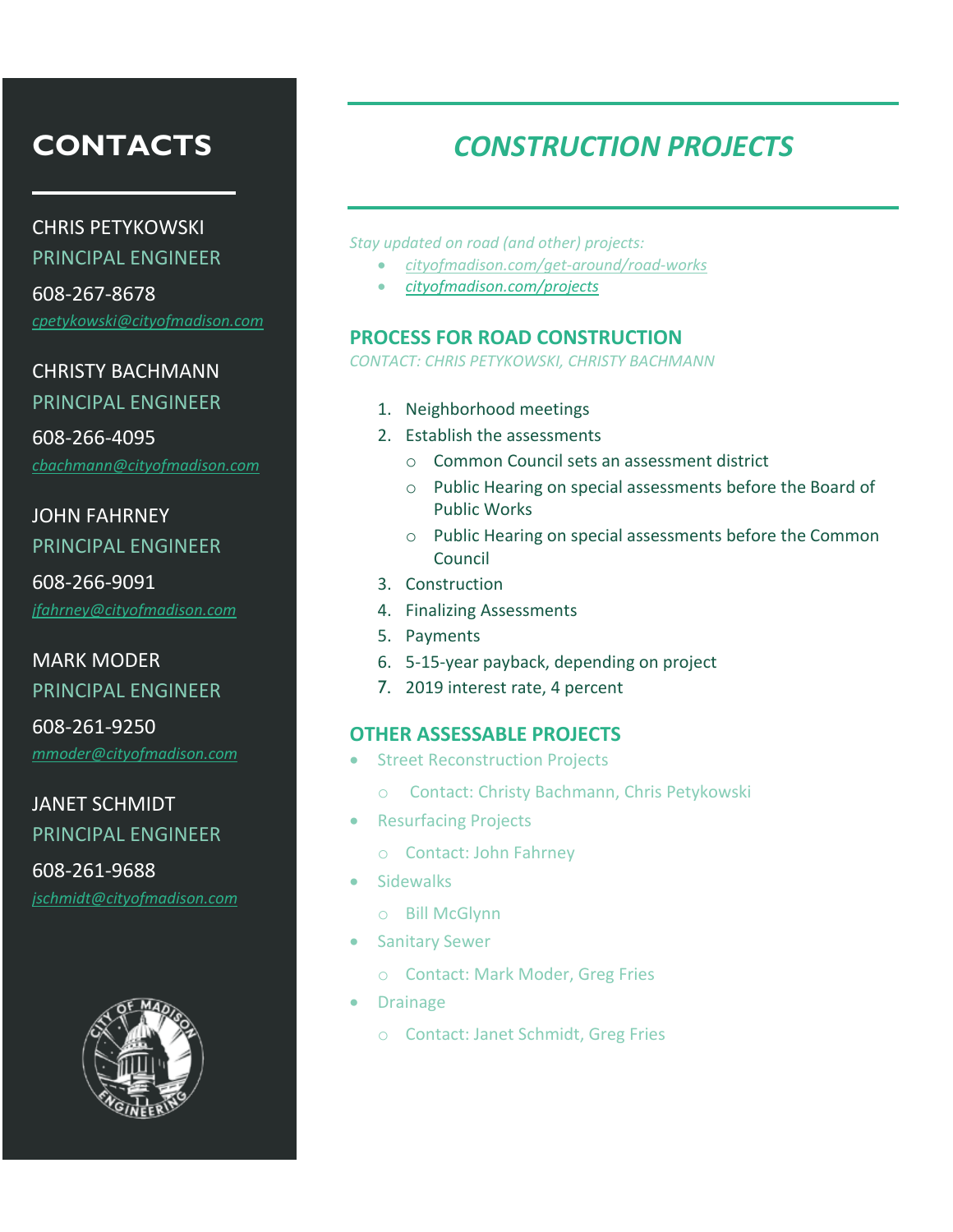# CONTACTS

CHRIS PETYKOWSKI
PRINCIPAL ENGINEER
608-267-8678
cpetykowski@cityofmadison.com

CHRISTY BACHMANN
PRINCIPAL ENGINEER
608-266-4095
cbachmann@cityofmadison.com

JOHN FAHRNEY
PRINCIPAL ENGINEER
608-266-9091
jfahrney@cityofmadison.com

MARK MODER
PRINCIPAL ENGINEER
608-261-9250
mmoder@cityofmadison.com

JANET SCHMIDT
PRINCIPAL ENGINEER
608-261-9688
jschmidt@cityofmadison.com

# *CONSTRUCTION PROJECTS*

*Stay updated on road (and other) projects:*

- *cityofmadison.com/get-around/road-works*
- *cityofmadison.com/projects*

## PROCESS FOR ROAD CONSTRUCTION

CONTACT: CHRIS PETYKOWSKI, CHRISTY BACHMANN

1. Neighborhood meetings
2. Establish the assessments
   - Common Council sets an assessment district
   - Public Hearing on special assessments before the Board of Public Works
   - Public Hearing on special assessments before the Common Council
3. Construction
4. Finalizing Assessments
5. Payments
6. 5-15-year payback, depending on project
7. 2019 interest rate, 4 percent

## OTHER ASSESSABLE PROJECTS

- Street Reconstruction Projects
  - Contact: Christy Bachmann, Chris Petykowski
- Resurfacing Projects
  - Contact: John Fahrney
- Sidewalks
  - Bill McGlynn
- Sanitary Sewer
  - Contact: Mark Moder, Greg Fries
- Drainage
  - Contact: Janet Schmidt, Greg Fries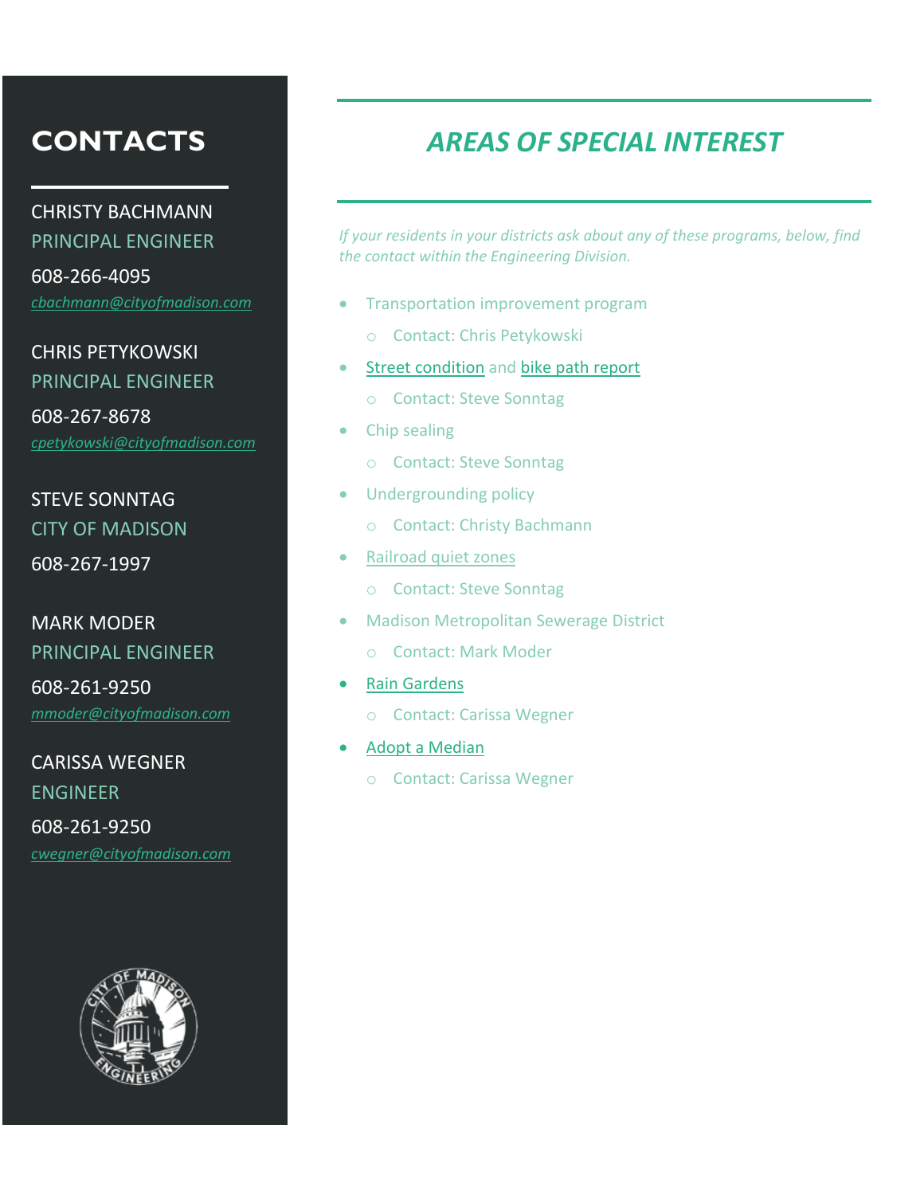# CONTACTS

CHRISTY BACHMANN
PRINCIPAL ENGINEER
608-266-4095
*cbachmann@cityofmadison.com*

CHRIS PETYKOWSKI
PRINCIPAL ENGINEER
608-267-8678
*cpetykowski@cityofmadison.com*

STEVE SONNTAG
CITY OF MADISON
608-267-1997

MARK MODER
PRINCIPAL ENGINEER
608-261-9250
*mmoder@cityofmadison.com*

CARISSA WEGNER
ENGINEER
608-261-9250
*cwegner@cityofmadison.com*

# *AREAS OF SPECIAL INTEREST*

*If your residents in your districts ask about any of these programs, below, find the contact within the Engineering Division.*

- Transportation improvement program
  - Contact: Chris Petykowski
- Street condition and bike path report
  - Contact: Steve Sonntag
- Chip sealing
  - Contact: Steve Sonntag
- Undergrounding policy
  - Contact: Christy Bachmann
- Railroad quiet zones
  - Contact: Steve Sonntag
- Madison Metropolitan Sewerage District
  - Contact: Mark Moder
- Rain Gardens
  - Contact: Carissa Wegner
- Adopt a Median
  - Contact: Carissa Wegner